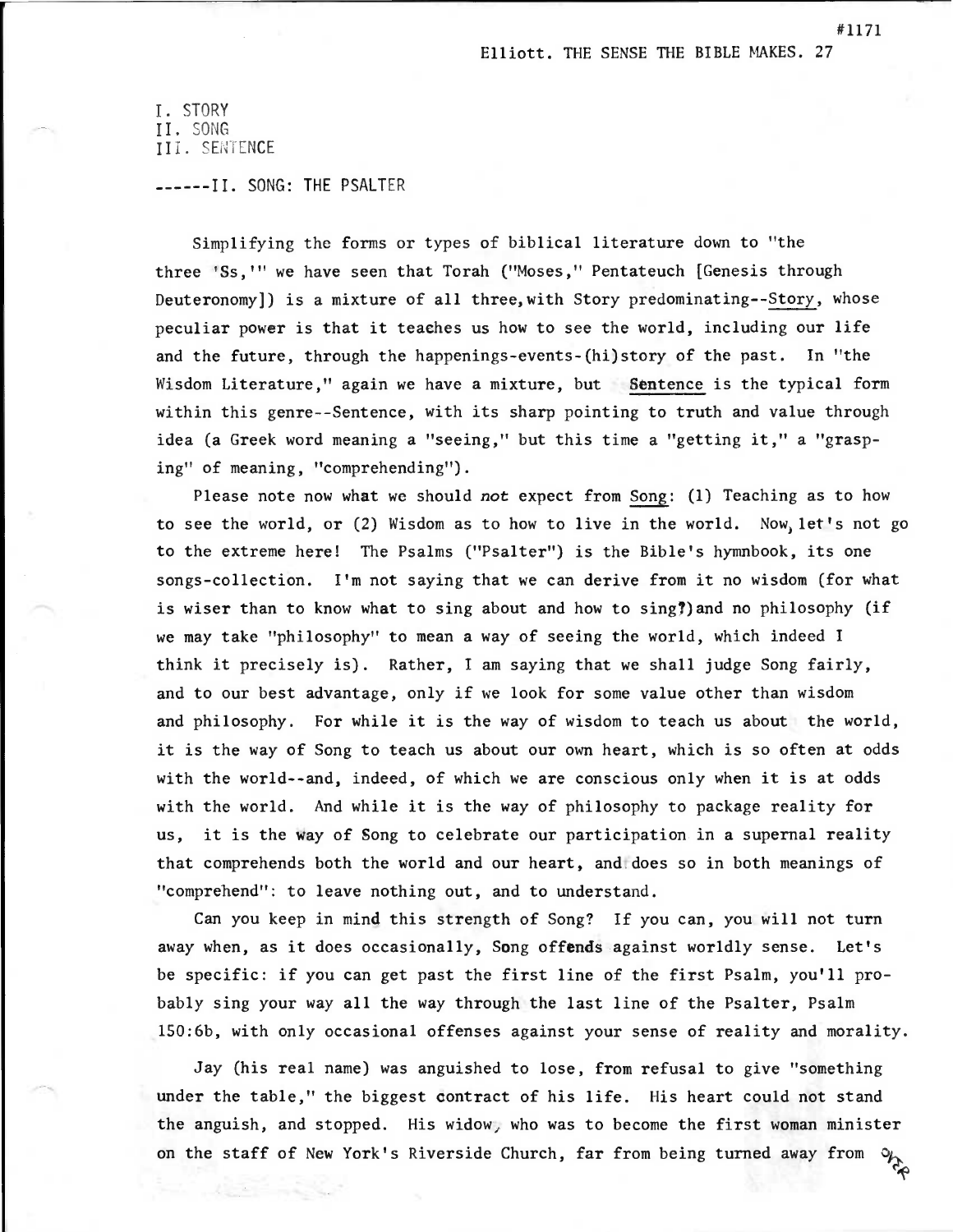#1171

Elliott. THE SENSE THE BIBLE MAKES. 27

I. STORY
II. SONG
III. SENTENCE

------II. SONG: THE PSALTER

Simplifying the forms or types of biblical literature down to "the three 'Ss,'" we have seen that Torah ("Moses," Pentateuch [Genesis through Deuteronomy]) is a mixture of all three, with Story predominating--Story, whose peculiar power is that it teaches us how to see the world, including our life and the future, through the happenings-events-(hi)story of the past. In "the Wisdom Literature," again we have a mixture, but Sentence is the typical form within this genre--Sentence, with its sharp pointing to truth and value through idea (a Greek word meaning a "seeing," but this time a "getting it," a "grasping" of meaning, "comprehending").

Please note now what we should *not* expect from Song: (1) Teaching as to how to see the world, or (2) Wisdom as to how to live in the world. Now, let's not go to the extreme here! The Psalms ("Psalter") is the Bible's hymnbook, its one songs-collection. I'm not saying that we can derive from it no wisdom (for what is wiser than to know what to sing about and how to sing?) and no philosophy (if we may take "philosophy" to mean a way of seeing the world, which indeed I think it precisely is). Rather, I am saying that we shall judge Song fairly, and to our best advantage, only if we look for some value other than wisdom and philosophy. For while it is the way of wisdom to teach us about the world, it is the way of Song to teach us about our own heart, which is so often at odds with the world--and, indeed, of which we are conscious only when it is at odds with the world. And while it is the way of philosophy to package reality for us, it is the way of Song to celebrate our participation in a supernal reality that comprehends both the world and our heart, and does so in both meanings of "comprehend": to leave nothing out, and to understand.

Can you keep in mind this strength of Song? If you can, you will not turn away when, as it does occasionally, Song offends against worldly sense. Let's be specific: if you can get past the first line of the first Psalm, you'll probably sing your way all the way through the last line of the Psalter, Psalm 150:6b, with only occasional offenses against your sense of reality and morality.

Jay (his real name) was anguished to lose, from refusal to give "something under the table," the biggest contract of his life. His heart could not stand the anguish, and stopped. His widow, who was to become the first woman minister on the staff of New York's Riverside Church, far from being turned away from

over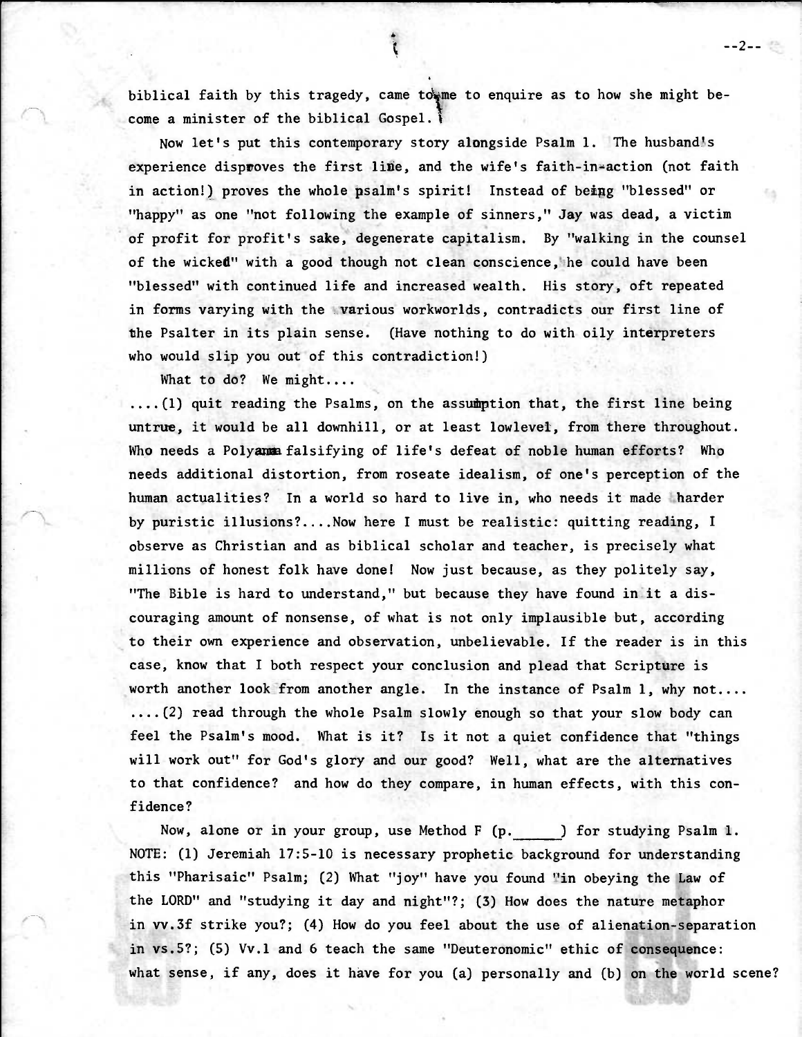biblical faith by this tragedy, came to me to enquire as to how she might become a minister of the biblical Gospel.

Now let's put this contemporary story alongside Psalm 1. The husband's experience disproves the first line, and the wife's faith-in-action (not faith in action!) proves the whole psalm's spirit! Instead of being "blessed" or "happy" as one "not following the example of sinners," Jay was dead, a victim of profit for profit's sake, degenerate capitalism. By "walking in the counsel of the wicked" with a good though not clean conscience, he could have been "blessed" with continued life and increased wealth. His story, oft repeated in forms varying with the various workworlds, contradicts our first line of the Psalter in its plain sense. (Have nothing to do with oily interpreters who would slip you out of this contradiction!)

What to do? We might....

....(1) quit reading the Psalms, on the assumption that, the first line being untrue, it would be all downhill, or at least lowlevel, from there throughout. Who needs a Polyanna falsifying of life's defeat of noble human efforts? Who needs additional distortion, from roseate idealism, of one's perception of the human actualities? In a world so hard to live in, who needs it made harder by puristic illusions?....Now here I must be realistic: quitting reading, I observe as Christian and as biblical scholar and teacher, is precisely what millions of honest folk have done! Now just because, as they politely say, "The Bible is hard to understand," but because they have found in it a discouraging amount of nonsense, of what is not only implausible but, according to their own experience and observation, unbelievable. If the reader is in this case, know that I both respect your conclusion and plead that Scripture is worth another look from another angle. In the instance of Psalm 1, why not....
....(2) read through the whole Psalm slowly enough so that your slow body can feel the Psalm's mood. What is it? Is it not a quiet confidence that "things will work out" for God's glory and our good? Well, what are the alternatives to that confidence? and how do they compare, in human effects, with this confidence?

Now, alone or in your group, use Method F (p.\_\_\_\_\_) for studying Psalm 1. NOTE: (1) Jeremiah 17:5-10 is necessary prophetic background for understanding this "Pharisaic" Psalm; (2) What "joy" have you found "in obeying the Law of the LORD" and "studying it day and night"?; (3) How does the nature metaphor in vv.3f strike you?; (4) How do you feel about the use of alienation-separation in vs.5?; (5) Vv.1 and 6 teach the same "Deuteronomic" ethic of consequence: what sense, if any, does it have for you (a) personally and (b) on the world scene?